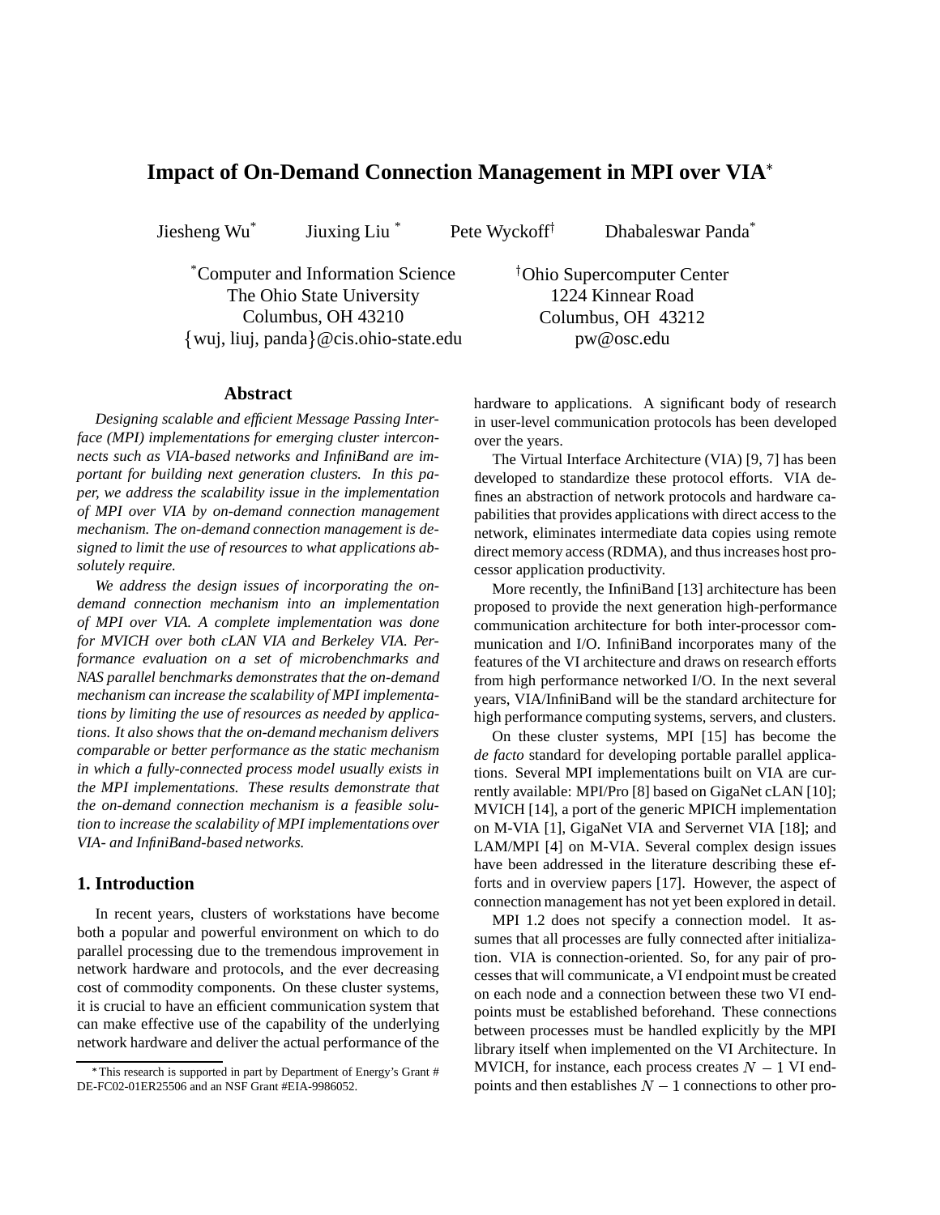# Impact of On-Demand Connection Management in MPI over VIA*

Jiesheng Wu* Jiuxing Liu * Pete Wyckoff† Dhabaleswar Panda*

*Computer and Information Science
The Ohio State University
Columbus, OH 43210
{wuj, liuj, panda}@cis.ohio-state.edu

†Ohio Supercomputer Center
1224 Kinnear Road
Columbus, OH 43212
pw@osc.edu

## Abstract

*Designing scalable and efficient Message Passing Interface (MPI) implementations for emerging cluster interconnects such as VIA-based networks and InfiniBand are important for building next generation clusters. In this paper, we address the scalability issue in the implementation of MPI over VIA by on-demand connection management mechanism. The on-demand connection management is designed to limit the use of resources to what applications absolutely require.*

*We address the design issues of incorporating the on-demand connection mechanism into an implementation of MPI over VIA. A complete implementation was done for MVICH over both cLAN VIA and Berkeley VIA. Performance evaluation on a set of microbenchmarks and NAS parallel benchmarks demonstrates that the on-demand mechanism can increase the scalability of MPI implementations by limiting the use of resources as needed by applications. It also shows that the on-demand mechanism delivers comparable or better performance as the static mechanism in which a fully-connected process model usually exists in the MPI implementations. These results demonstrate that the on-demand connection mechanism is a feasible solution to increase the scalability of MPI implementations over VIA- and InfiniBand-based networks.*

## 1. Introduction

In recent years, clusters of workstations have become both a popular and powerful environment on which to do parallel processing due to the tremendous improvement in network hardware and protocols, and the ever decreasing cost of commodity components. On these cluster systems, it is crucial to have an efficient communication system that can make effective use of the capability of the underlying network hardware and deliver the actual performance of the hardware to applications. A significant body of research in user-level communication protocols has been developed over the years.

The Virtual Interface Architecture (VIA) [9, 7] has been developed to standardize these protocol efforts. VIA defines an abstraction of network protocols and hardware capabilities that provides applications with direct access to the network, eliminates intermediate data copies using remote direct memory access (RDMA), and thus increases host processor application productivity.

More recently, the InfiniBand [13] architecture has been proposed to provide the next generation high-performance communication architecture for both inter-processor communication and I/O. InfiniBand incorporates many of the features of the VI architecture and draws on research efforts from high performance networked I/O. In the next several years, VIA/InfiniBand will be the standard architecture for high performance computing systems, servers, and clusters.

On these cluster systems, MPI [15] has become the *de facto* standard for developing portable parallel applications. Several MPI implementations built on VIA are currently available: MPI/Pro [8] based on GigaNet cLAN [10]; MVICH [14], a port of the generic MPICH implementation on M-VIA [1], GigaNet VIA and Servernet VIA [18]; and LAM/MPI [4] on M-VIA. Several complex design issues have been addressed in the literature describing these efforts and in overview papers [17]. However, the aspect of connection management has not yet been explored in detail.

MPI 1.2 does not specify a connection model. It assumes that all processes are fully connected after initialization. VIA is connection-oriented. So, for any pair of processes that will communicate, a VI endpoint must be created on each node and a connection between these two VI endpoints must be established beforehand. These connections between processes must be handled explicitly by the MPI library itself when implemented on the VI Architecture. In MVICH, for instance, each process creates $N - 1$ VI endpoints and then establishes $N - 1$ connections to other pro-

*This research is supported in part by Department of Energy's Grant # DE-FC02-01ER25506 and an NSF Grant #EIA-9986052.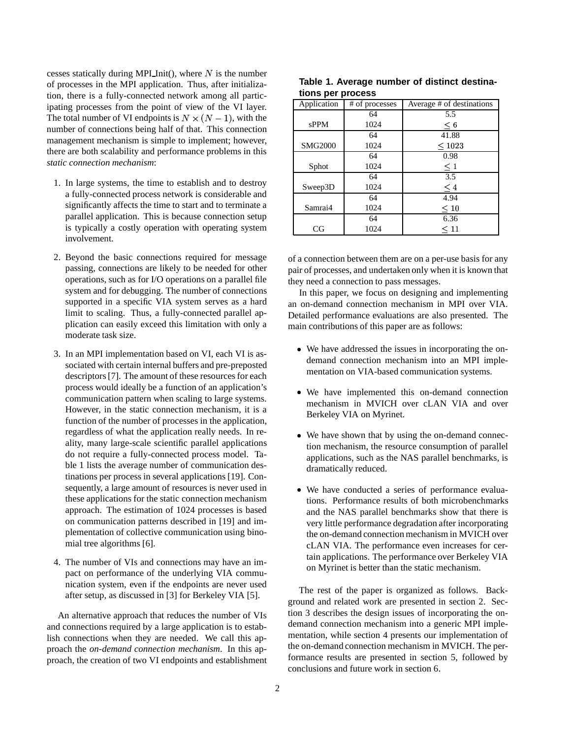cesses statically during MPI_Init(), where $N$ is the number of processes in the MPI application. Thus, after initialization, there is a fully-connected network among all participating processes from the point of view of the VI layer. The total number of VI endpoints is $N \times (N-1)$, with the number of connections being half of that. This connection management mechanism is simple to implement; however, there are both scalability and performance problems in this *static connection mechanism*:

1. In large systems, the time to establish and to destroy a fully-connected process network is considerable and significantly affects the time to start and to terminate a parallel application. This is because connection setup is typically a costly operation with operating system involvement.

2. Beyond the basic connections required for message passing, connections are likely to be needed for other operations, such as for I/O operations on a parallel file system and for debugging. The number of connections supported in a specific VIA system serves as a hard limit to scaling. Thus, a fully-connected parallel application can easily exceed this limitation with only a moderate task size.

3. In an MPI implementation based on VI, each VI is associated with certain internal buffers and pre-preposted descriptors [7]. The amount of these resources for each process would ideally be a function of an application's communication pattern when scaling to large systems. However, in the static connection mechanism, it is a function of the number of processes in the application, regardless of what the application really needs. In reality, many large-scale scientific parallel applications do not require a fully-connected process model. Table 1 lists the average number of communication destinations per process in several applications [19]. Consequently, a large amount of resources is never used in these applications for the static connection mechanism approach. The estimation of 1024 processes is based on communication patterns described in [19] and implementation of collective communication using binomial tree algorithms [6].

4. The number of VIs and connections may have an impact on performance of the underlying VIA communication system, even if the endpoints are never used after setup, as discussed in [3] for Berkeley VIA [5].

An alternative approach that reduces the number of VIs and connections required by a large application is to establish connections when they are needed. We call this approach the *on-demand connection mechanism*. In this approach, the creation of two VI endpoints and establishment of a connection between them are on a per-use basis for any pair of processes, and undertaken only when it is known that they need a connection to pass messages.

**Table 1. Average number of distinct destinations per process**

| Application | # of processes | Average # of destinations |
|---|---|---|
| sPPM | 64 | 5.5 |
| | 1024 | $\leq 6$ |
| SMG2000 | 64 | 41.88 |
| | 1024 | $\leq 1023$ |
| Sphot | 64 | 0.98 |
| | 1024 | $\leq 1$ |
| Sweep3D | 64 | 3.5 |
| | 1024 | $\leq 4$ |
| Samrai4 | 64 | 4.94 |
| | 1024 | $\leq 10$ |
| CG | 64 | 6.36 |
| | 1024 | $\leq 11$ |

In this paper, we focus on designing and implementing an on-demand connection mechanism in MPI over VIA. Detailed performance evaluations are also presented. The main contributions of this paper are as follows:

- We have addressed the issues in incorporating the on-demand connection mechanism into an MPI implementation on VIA-based communication systems.

- We have implemented this on-demand connection mechanism in MVICH over cLAN VIA and over Berkeley VIA on Myrinet.

- We have shown that by using the on-demand connection mechanism, the resource consumption of parallel applications, such as the NAS parallel benchmarks, is dramatically reduced.

- We have conducted a series of performance evaluations. Performance results of both microbenchmarks and the NAS parallel benchmarks show that there is very little performance degradation after incorporating the on-demand connection mechanism in MVICH over cLAN VIA. The performance even increases for certain applications. The performance over Berkeley VIA on Myrinet is better than the static mechanism.

The rest of the paper is organized as follows. Background and related work are presented in section 2. Section 3 describes the design issues of incorporating the on-demand connection mechanism into a generic MPI implementation, while section 4 presents our implementation of the on-demand connection mechanism in MVICH. The performance results are presented in section 5, followed by conclusions and future work in section 6.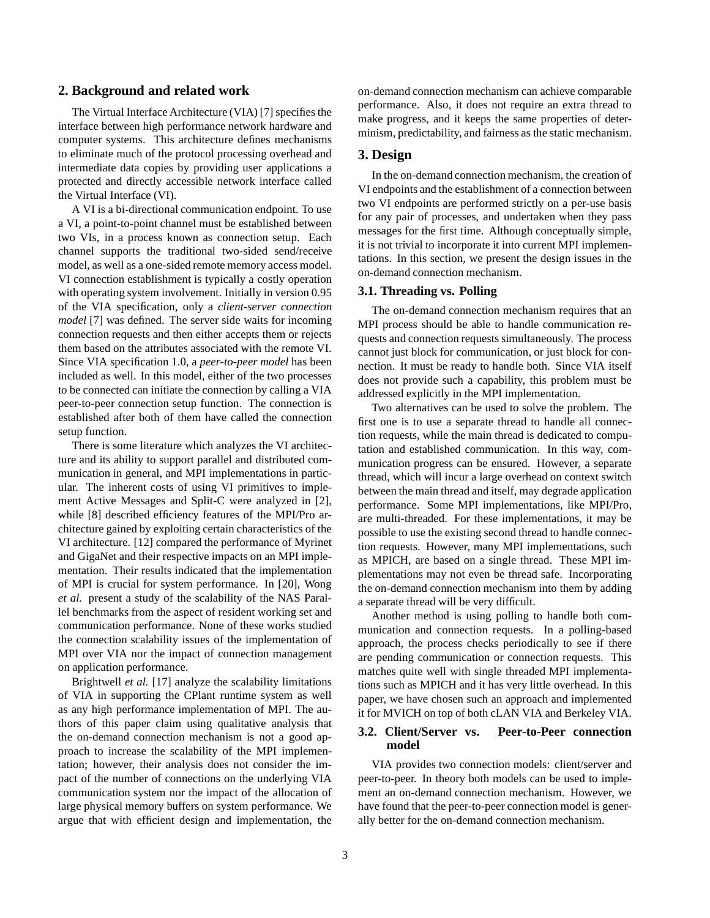## 2. Background and related work

The Virtual Interface Architecture (VIA) [7] specifies the interface between high performance network hardware and computer systems. This architecture defines mechanisms to eliminate much of the protocol processing overhead and intermediate data copies by providing user applications a protected and directly accessible network interface called the Virtual Interface (VI).

A VI is a bi-directional communication endpoint. To use a VI, a point-to-point channel must be established between two VIs, in a process known as connection setup. Each channel supports the traditional two-sided send/receive model, as well as a one-sided remote memory access model. VI connection establishment is typically a costly operation with operating system involvement. Initially in version 0.95 of the VIA specification, only a *client-server connection model* [7] was defined. The server side waits for incoming connection requests and then either accepts them or rejects them based on the attributes associated with the remote VI. Since VIA specification 1.0, a *peer-to-peer model* has been included as well. In this model, either of the two processes to be connected can initiate the connection by calling a VIA peer-to-peer connection setup function. The connection is established after both of them have called the connection setup function.

There is some literature which analyzes the VI architecture and its ability to support parallel and distributed communication in general, and MPI implementations in particular. The inherent costs of using VI primitives to implement Active Messages and Split-C were analyzed in [2], while [8] described efficiency features of the MPI/Pro architecture gained by exploiting certain characteristics of the VI architecture. [12] compared the performance of Myrinet and GigaNet and their respective impacts on an MPI implementation. Their results indicated that the implementation of MPI is crucial for system performance. In [20], Wong *et al.* present a study of the scalability of the NAS Parallel benchmarks from the aspect of resident working set and communication performance. None of these works studied the connection scalability issues of the implementation of MPI over VIA nor the impact of connection management on application performance.

Brightwell *et al.* [17] analyze the scalability limitations of VIA in supporting the CPlant runtime system as well as any high performance implementation of MPI. The authors of this paper claim using qualitative analysis that the on-demand connection mechanism is not a good approach to increase the scalability of the MPI implementation; however, their analysis does not consider the impact of the number of connections on the underlying VIA communication system nor the impact of the allocation of large physical memory buffers on system performance. We argue that with efficient design and implementation, the on-demand connection mechanism can achieve comparable performance. Also, it does not require an extra thread to make progress, and it keeps the same properties of determinism, predictability, and fairness as the static mechanism.

## 3. Design

In the on-demand connection mechanism, the creation of VI endpoints and the establishment of a connection between two VI endpoints are performed strictly on a per-use basis for any pair of processes, and undertaken when they pass messages for the first time. Although conceptually simple, it is not trivial to incorporate it into current MPI implementations. In this section, we present the design issues in the on-demand connection mechanism.

### 3.1. Threading vs. Polling

The on-demand connection mechanism requires that an MPI process should be able to handle communication requests and connection requests simultaneously. The process cannot just block for communication, or just block for connection. It must be ready to handle both. Since VIA itself does not provide such a capability, this problem must be addressed explicitly in the MPI implementation.

Two alternatives can be used to solve the problem. The first one is to use a separate thread to handle all connection requests, while the main thread is dedicated to computation and established communication. In this way, communication progress can be ensured. However, a separate thread, which will incur a large overhead on context switch between the main thread and itself, may degrade application performance. Some MPI implementations, like MPI/Pro, are multi-threaded. For these implementations, it may be possible to use the existing second thread to handle connection requests. However, many MPI implementations, such as MPICH, are based on a single thread. These MPI implementations may not even be thread safe. Incorporating the on-demand connection mechanism into them by adding a separate thread will be very difficult.

Another method is using polling to handle both communication and connection requests. In a polling-based approach, the process checks periodically to see if there are pending communication or connection requests. This matches quite well with single threaded MPI implementations such as MPICH and it has very little overhead. In this paper, we have chosen such an approach and implemented it for MVICH on top of both cLAN VIA and Berkeley VIA.

### 3.2. Client/Server vs. Peer-to-Peer connection model

VIA provides two connection models: client/server and peer-to-peer. In theory both models can be used to implement an on-demand connection mechanism. However, we have found that the peer-to-peer connection model is generally better for the on-demand connection mechanism.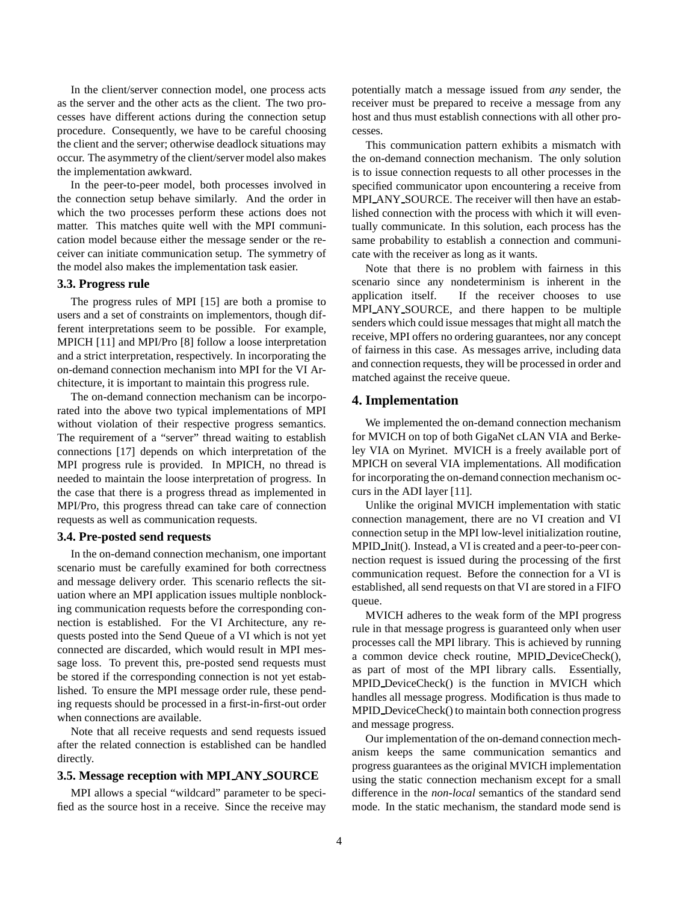In the client/server connection model, one process acts as the server and the other acts as the client. The two processes have different actions during the connection setup procedure. Consequently, we have to be careful choosing the client and the server; otherwise deadlock situations may occur. The asymmetry of the client/server model also makes the implementation awkward.

In the peer-to-peer model, both processes involved in the connection setup behave similarly. And the order in which the two processes perform these actions does not matter. This matches quite well with the MPI communication model because either the message sender or the receiver can initiate communication setup. The symmetry of the model also makes the implementation task easier.

### 3.3. Progress rule

The progress rules of MPI [15] are both a promise to users and a set of constraints on implementors, though different interpretations seem to be possible. For example, MPICH [11] and MPI/Pro [8] follow a loose interpretation and a strict interpretation, respectively. In incorporating the on-demand connection mechanism into MPI for the VI Architecture, it is important to maintain this progress rule.

The on-demand connection mechanism can be incorporated into the above two typical implementations of MPI without violation of their respective progress semantics. The requirement of a "server" thread waiting to establish connections [17] depends on which interpretation of the MPI progress rule is provided. In MPICH, no thread is needed to maintain the loose interpretation of progress. In the case that there is a progress thread as implemented in MPI/Pro, this progress thread can take care of connection requests as well as communication requests.

### 3.4. Pre-posted send requests

In the on-demand connection mechanism, one important scenario must be carefully examined for both correctness and message delivery order. This scenario reflects the situation where an MPI application issues multiple nonblocking communication requests before the corresponding connection is established. For the VI Architecture, any requests posted into the Send Queue of a VI which is not yet connected are discarded, which would result in MPI message loss. To prevent this, pre-posted send requests must be stored if the corresponding connection is not yet established. To ensure the MPI message order rule, these pending requests should be processed in a first-in-first-out order when connections are available.

Note that all receive requests and send requests issued after the related connection is established can be handled directly.

### 3.5. Message reception with MPI_ANY_SOURCE

MPI allows a special "wildcard" parameter to be specified as the source host in a receive. Since the receive may potentially match a message issued from *any* sender, the receiver must be prepared to receive a message from any host and thus must establish connections with all other processes.

This communication pattern exhibits a mismatch with the on-demand connection mechanism. The only solution is to issue connection requests to all other processes in the specified communicator upon encountering a receive from MPI_ANY_SOURCE. The receiver will then have an established connection with the process with which it will eventually communicate. In this solution, each process has the same probability to establish a connection and communicate with the receiver as long as it wants.

Note that there is no problem with fairness in this scenario since any nondeterminism is inherent in the application itself. If the receiver chooses to use MPI_ANY_SOURCE, and there happen to be multiple senders which could issue messages that might all match the receive, MPI offers no ordering guarantees, nor any concept of fairness in this case. As messages arrive, including data and connection requests, they will be processed in order and matched against the receive queue.

## 4. Implementation

We implemented the on-demand connection mechanism for MVICH on top of both GigaNet cLAN VIA and Berkeley VIA on Myrinet. MVICH is a freely available port of MPICH on several VIA implementations. All modification for incorporating the on-demand connection mechanism occurs in the ADI layer [11].

Unlike the original MVICH implementation with static connection management, there are no VI creation and VI connection setup in the MPI low-level initialization routine, MPID_Init(). Instead, a VI is created and a peer-to-peer connection request is issued during the processing of the first communication request. Before the connection for a VI is established, all send requests on that VI are stored in a FIFO queue.

MVICH adheres to the weak form of the MPI progress rule in that message progress is guaranteed only when user processes call the MPI library. This is achieved by running a common device check routine, MPID_DeviceCheck(), as part of most of the MPI library calls. Essentially, MPID_DeviceCheck() is the function in MVICH which handles all message progress. Modification is thus made to MPID_DeviceCheck() to maintain both connection progress and message progress.

Our implementation of the on-demand connection mechanism keeps the same communication semantics and progress guarantees as the original MVICH implementation using the static connection mechanism except for a small difference in the *non-local* semantics of the standard send mode. In the static mechanism, the standard mode send is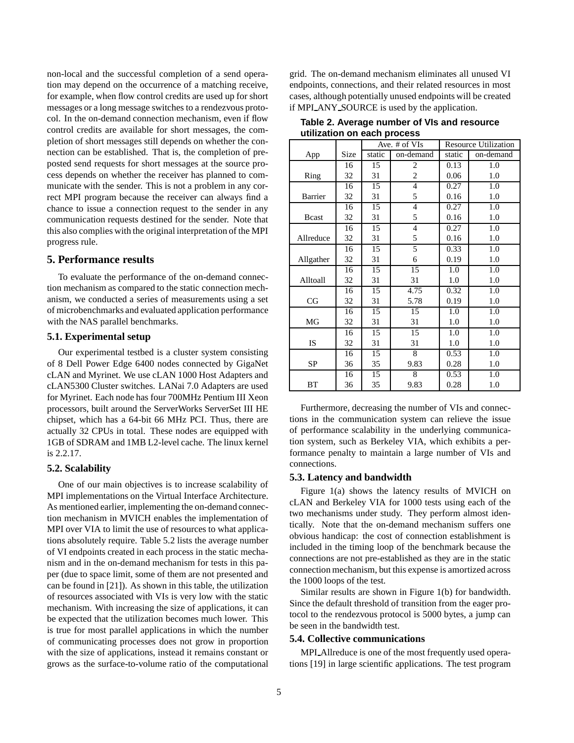non-local and the successful completion of a send operation may depend on the occurrence of a matching receive, for example, when flow control credits are used up for short messages or a long message switches to a rendezvous protocol. In the on-demand connection mechanism, even if flow control credits are available for short messages, the completion of short messages still depends on whether the connection can be established. That is, the completion of preposted send requests for short messages at the source process depends on whether the receiver has planned to communicate with the sender. This is not a problem in any correct MPI program because the receiver can always find a chance to issue a connection request to the sender in any communication requests destined for the sender. Note that this also complies with the original interpretation of the MPI progress rule.

## 5. Performance results

To evaluate the performance of the on-demand connection mechanism as compared to the static connection mechanism, we conducted a series of measurements using a set of microbenchmarks and evaluated application performance with the NAS parallel benchmarks.

### 5.1. Experimental setup

Our experimental testbed is a cluster system consisting of 8 Dell Power Edge 6400 nodes connected by GigaNet cLAN and Myrinet. We use cLAN 1000 Host Adapters and cLAN5300 Cluster switches. LANai 7.0 Adapters are used for Myrinet. Each node has four 700MHz Pentium III Xeon processors, built around the ServerWorks ServerSet III HE chipset, which has a 64-bit 66 MHz PCI. Thus, there are actually 32 CPUs in total. These nodes are equipped with 1GB of SDRAM and 1MB L2-level cache. The linux kernel is 2.2.17.

### 5.2. Scalability

One of our main objectives is to increase scalability of MPI implementations on the Virtual Interface Architecture. As mentioned earlier, implementing the on-demand connection mechanism in MVICH enables the implementation of MPI over VIA to limit the use of resources to what applications absolutely require. Table 5.2 lists the average number of VI endpoints created in each process in the static mechanism and in the on-demand mechanism for tests in this paper (due to space limit, some of them are not presented and can be found in [21]). As shown in this table, the utilization of resources associated with VIs is very low with the static mechanism. With increasing the size of applications, it can be expected that the utilization becomes much lower. This is true for most parallel applications in which the number of communicating processes does not grow in proportion with the size of applications, instead it remains constant or grows as the surface-to-volume ratio of the computational grid. The on-demand mechanism eliminates all unused VI endpoints, connections, and their related resources in most cases, although potentially unused endpoints will be created if MPI_ANY_SOURCE is used by the application.

**Table 2. Average number of VIs and resource utilization on each process**

| App | Size | Ave. # of VIs | | Resource Utilization | |
|---|---|---|---|---|---|
| | | static | on-demand | static | on-demand |
| Ring | 16 | 15 | 2 | 0.13 | 1.0 |
| | 32 | 31 | 2 | 0.06 | 1.0 |
| Barrier | 16 | 15 | 4 | 0.27 | 1.0 |
| | 32 | 31 | 5 | 0.16 | 1.0 |
| Bcast | 16 | 15 | 4 | 0.27 | 1.0 |
| | 32 | 31 | 5 | 0.16 | 1.0 |
| Allreduce | 16 | 15 | 4 | 0.27 | 1.0 |
| | 32 | 31 | 5 | 0.16 | 1.0 |
| Allgather | 16 | 15 | 5 | 0.33 | 1.0 |
| | 32 | 31 | 6 | 0.19 | 1.0 |
| Alltoall | 16 | 15 | 15 | 1.0 | 1.0 |
| | 32 | 31 | 31 | 1.0 | 1.0 |
| CG | 16 | 15 | 4.75 | 0.32 | 1.0 |
| | 32 | 31 | 5.78 | 0.19 | 1.0 |
| MG | 16 | 15 | 15 | 1.0 | 1.0 |
| | 32 | 31 | 31 | 1.0 | 1.0 |
| IS | 16 | 15 | 15 | 1.0 | 1.0 |
| | 32 | 31 | 31 | 1.0 | 1.0 |
| SP | 16 | 15 | 8 | 0.53 | 1.0 |
| | 36 | 35 | 9.83 | 0.28 | 1.0 |
| BT | 16 | 15 | 8 | 0.53 | 1.0 |
| | 36 | 35 | 9.83 | 0.28 | 1.0 |

Furthermore, decreasing the number of VIs and connections in the communication system can relieve the issue of performance scalability in the underlying communication system, such as Berkeley VIA, which exhibits a performance penalty to maintain a large number of VIs and connections.

### 5.3. Latency and bandwidth

Figure 1(a) shows the latency results of MVICH on cLAN and Berkeley VIA for 1000 tests using each of the two mechanisms under study. They perform almost identically. Note that the on-demand mechanism suffers one obvious handicap: the cost of connection establishment is included in the timing loop of the benchmark because the connections are not pre-established as they are in the static connection mechanism, but this expense is amortized across the 1000 loops of the test.

Similar results are shown in Figure 1(b) for bandwidth. Since the default threshold of transition from the eager protocol to the rendezvous protocol is 5000 bytes, a jump can be seen in the bandwidth test.

### 5.4. Collective communications

MPI_Allreduce is one of the most frequently used operations [19] in large scientific applications. The test program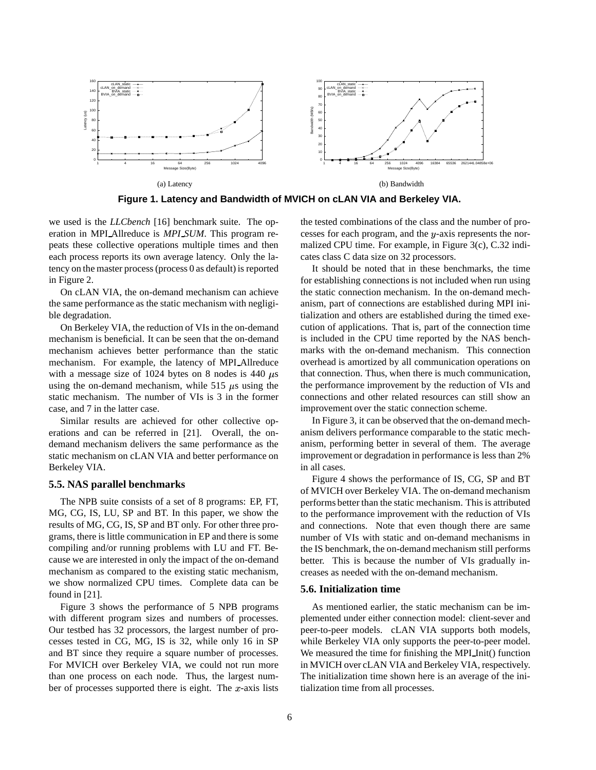(a) Latency

(b) Bandwidth

**Figure 1. Latency and Bandwidth of MVICH on cLAN VIA and Berkeley VIA.**

we used is the *LLCbench* [16] benchmark suite. The operation in MPI_Allreduce is *MPI_SUM*. This program repeats these collective operations multiple times and then each process reports its own average latency. Only the latency on the master process (process 0 as default) is reported in Figure 2.

On cLAN VIA, the on-demand mechanism can achieve the same performance as the static mechanism with negligible degradation.

On Berkeley VIA, the reduction of VIs in the on-demand mechanism is beneficial. It can be seen that the on-demand mechanism achieves better performance than the static mechanism. For example, the latency of MPI_Allreduce with a message size of 1024 bytes on 8 nodes is 440 $\mu$s using the on-demand mechanism, while 515 $\mu$s using the static mechanism. The number of VIs is 3 in the former case, and 7 in the latter case.

Similar results are achieved for other collective operations and can be referred in [21]. Overall, the on-demand mechanism delivers the same performance as the static mechanism on cLAN VIA and better performance on Berkeley VIA.

### 5.5. NAS parallel benchmarks

The NPB suite consists of a set of 8 programs: EP, FT, MG, CG, IS, LU, SP and BT. In this paper, we show the results of MG, CG, IS, SP and BT only. For other three programs, there is little communication in EP and there is some compiling and/or running problems with LU and FT. Because we are interested in only the impact of the on-demand mechanism as compared to the existing static mechanism, we show normalized CPU times. Complete data can be found in [21].

Figure 3 shows the performance of 5 NPB programs with different program sizes and numbers of processes. Our testbed has 32 processors, the largest number of processes tested in CG, MG, IS is 32, while only 16 in SP and BT since they require a square number of processes. For MVICH over Berkeley VIA, we could not run more than one process on each node. Thus, the largest number of processes supported there is eight. The $x$-axis lists the tested combinations of the class and the number of processes for each program, and the $y$-axis represents the normalized CPU time. For example, in Figure 3(c), C.32 indicates class C data size on 32 processors.

It should be noted that in these benchmarks, the time for establishing connections is not included when run using the static connection mechanism. In the on-demand mechanism, part of connections are established during MPI initialization and others are established during the timed execution of applications. That is, part of the connection time is included in the CPU time reported by the NAS benchmarks with the on-demand mechanism. This connection overhead is amortized by all communication operations on that connection. Thus, when there is much communication, the performance improvement by the reduction of VIs and connections and other related resources can still show an improvement over the static connection scheme.

In Figure 3, it can be observed that the on-demand mechanism delivers performance comparable to the static mechanism, performing better in several of them. The average improvement or degradation in performance is less than 2% in all cases.

Figure 4 shows the performance of IS, CG, SP and BT of MVICH over Berkeley VIA. The on-demand mechanism performs better than the static mechanism. This is attributed to the performance improvement with the reduction of VIs and connections. Note that even though there are same number of VIs with static and on-demand mechanisms in the IS benchmark, the on-demand mechanism still performs better. This is because the number of VIs gradually increases as needed with the on-demand mechanism.

### 5.6. Initialization time

As mentioned earlier, the static mechanism can be implemented under either connection model: client-sever and peer-to-peer models. cLAN VIA supports both models, while Berkeley VIA only supports the peer-to-peer model. We measured the time for finishing the MPI_Init() function in MVICH over cLAN VIA and Berkeley VIA, respectively. The initialization time shown here is an average of the initialization time from all processes.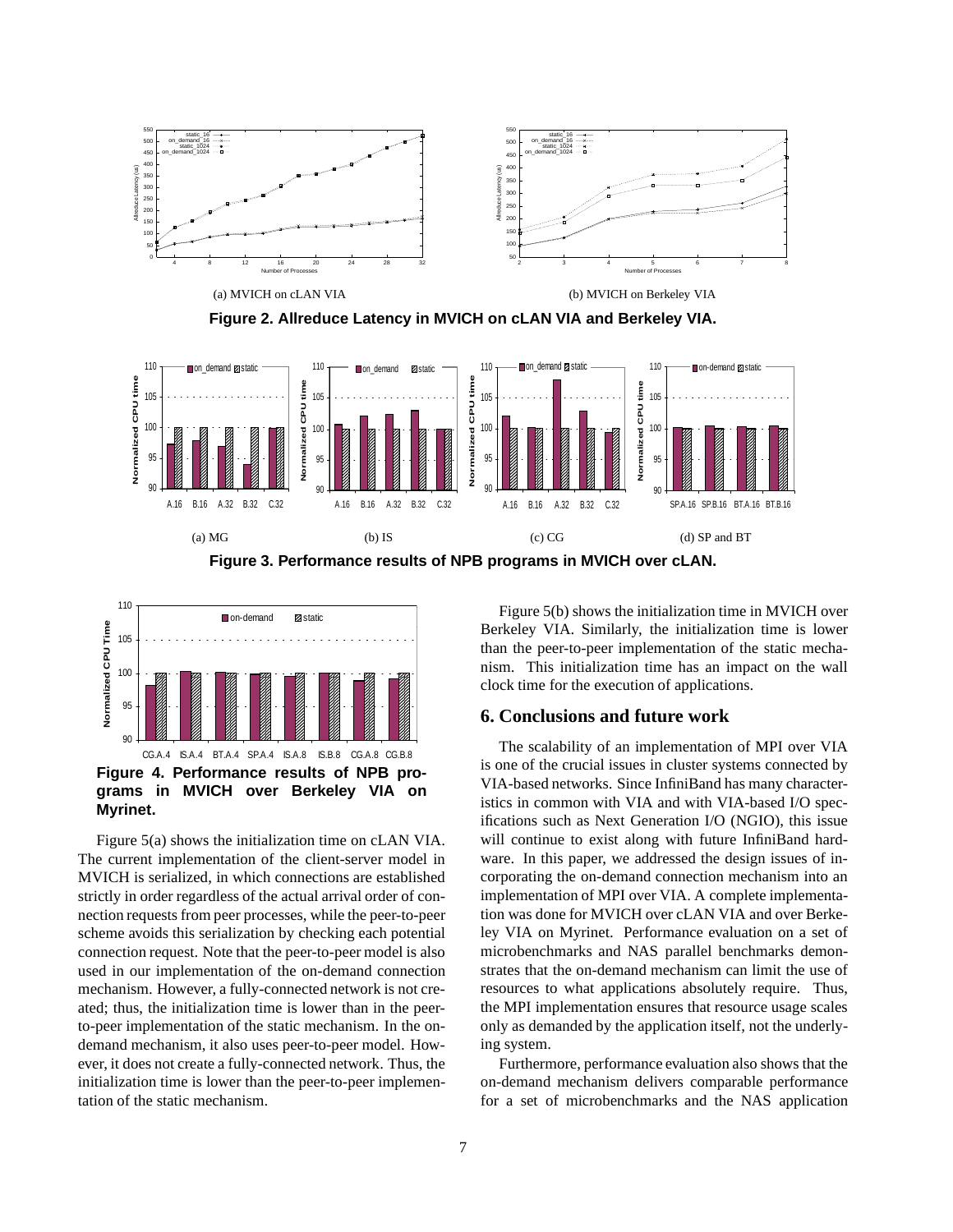(a) MVICH on cLAN VIA

(b) MVICH on Berkeley VIA

**Figure 2. Allreduce Latency in MVICH on cLAN VIA and Berkeley VIA.**

(a) MG

(b) IS

(c) CG

(d) SP and BT

**Figure 3. Performance results of NPB programs in MVICH over cLAN.**

**Figure 4. Performance results of NPB programs in MVICH over Berkeley VIA on Myrinet.**

Figure 5(a) shows the initialization time on cLAN VIA. The current implementation of the client-server model in MVICH is serialized, in which connections are established strictly in order regardless of the actual arrival order of connection requests from peer processes, while the peer-to-peer scheme avoids this serialization by checking each potential connection request. Note that the peer-to-peer model is also used in our implementation of the on-demand connection mechanism. However, a fully-connected network is not created; thus, the initialization time is lower than in the peer-to-peer implementation of the static mechanism. In the on-demand mechanism, it also uses peer-to-peer model. However, it does not create a fully-connected network. Thus, the initialization time is lower than the peer-to-peer implementation of the static mechanism.

Figure 5(b) shows the initialization time in MVICH over Berkeley VIA. Similarly, the initialization time is lower than the peer-to-peer implementation of the static mechanism. This initialization time has an impact on the wall clock time for the execution of applications.

## 6. Conclusions and future work

The scalability of an implementation of MPI over VIA is one of the crucial issues in cluster systems connected by VIA-based networks. Since InfiniBand has many characteristics in common with VIA and with VIA-based I/O specifications such as Next Generation I/O (NGIO), this issue will continue to exist along with future InfiniBand hardware. In this paper, we addressed the design issues of incorporating the on-demand connection mechanism into an implementation of MPI over VIA. A complete implementation was done for MVICH over cLAN VIA and over Berkeley VIA on Myrinet. Performance evaluation on a set of microbenchmarks and NAS parallel benchmarks demonstrates that the on-demand mechanism can limit the use of resources to what applications absolutely require. Thus, the MPI implementation ensures that resource usage scales only as demanded by the application itself, not the underlying system.

Furthermore, performance evaluation also shows that the on-demand mechanism delivers comparable performance for a set of microbenchmarks and the NAS application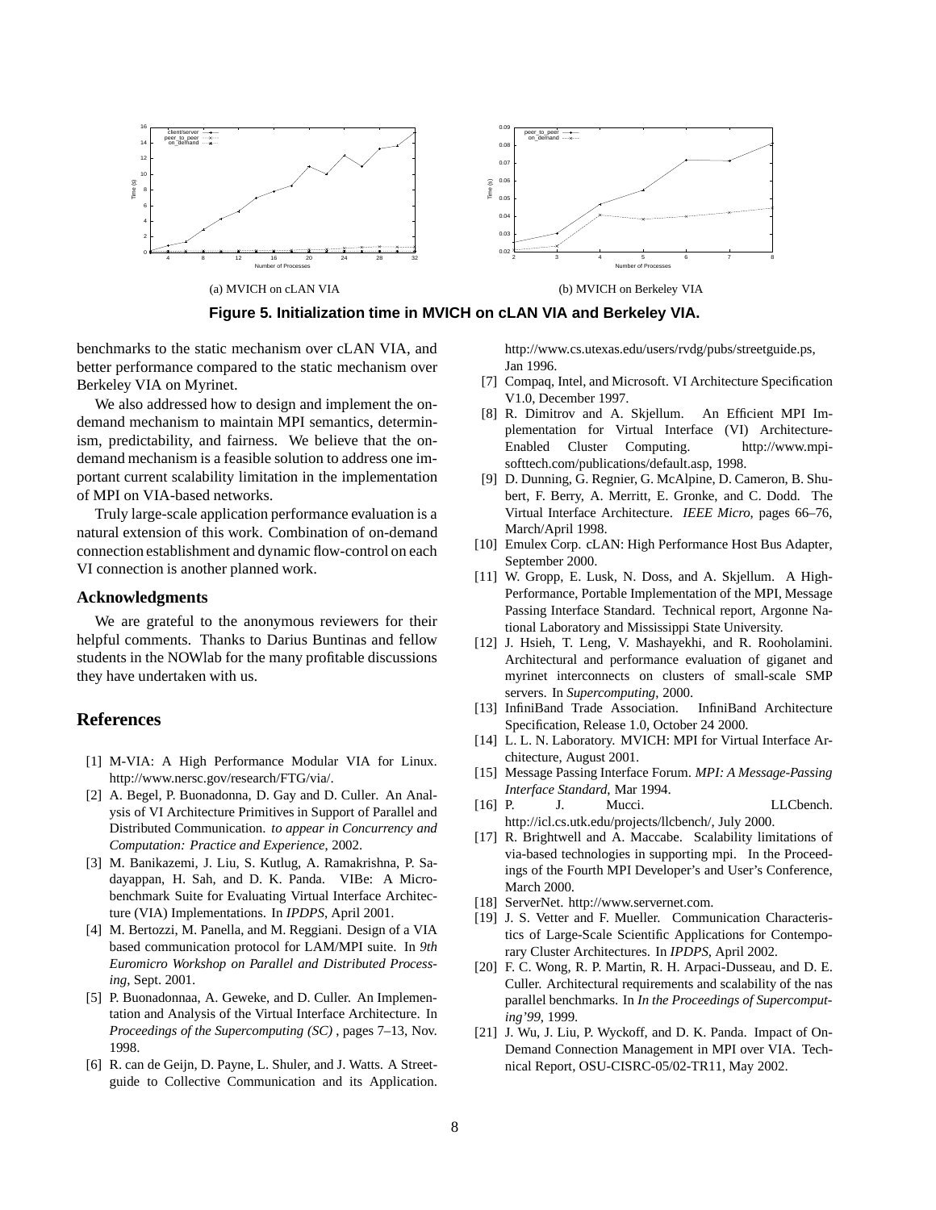16
14
12
10
8
6
4
2
0
Time (s)
4 8 12 16 20 24 28 32
Number of Processes
client/server
peer_to_peer
on_demand

(a) MVICH on cLAN VIA

0.09
0.08
0.07
0.06
0.05
0.04
0.03
0.02
Time (s)
2 3 4 5 6 7 8
Number of Processes
peer_to_peer
on_demand

(b) MVICH on Berkeley VIA

**Figure 5. Initialization time in MVICH on cLAN VIA and Berkeley VIA.**

benchmarks to the static mechanism over cLAN VIA, and better performance compared to the static mechanism over Berkeley VIA on Myrinet.

We also addressed how to design and implement the on-demand mechanism to maintain MPI semantics, determinism, predictability, and fairness. We believe that the on-demand mechanism is a feasible solution to address one important current scalability limitation in the implementation of MPI on VIA-based networks.

Truly large-scale application performance evaluation is a natural extension of this work. Combination of on-demand connection establishment and dynamic flow-control on each VI connection is another planned work.

### Acknowledgments

We are grateful to the anonymous reviewers for their helpful comments. Thanks to Darius Buntinas and fellow students in the NOWlab for the many profitable discussions they have undertaken with us.

## References

[1] M-VIA: A High Performance Modular VIA for Linux. http://www.nersc.gov/research/FTG/via/.

[2] A. Begel, P. Buonadonna, D. Gay and D. Culler. An Analysis of VI Architecture Primitives in Support of Parallel and Distributed Communication. *to appear in Concurrency and Computation: Practice and Experience*, 2002.

[3] M. Banikazemi, J. Liu, S. Kutlug, A. Ramakrishna, P. Sadayappan, H. Sah, and D. K. Panda. VIBe: A Micro-benchmark Suite for Evaluating Virtual Interface Architecture (VIA) Implementations. In *IPDPS*, April 2001.

[4] M. Bertozzi, M. Panella, and M. Reggiani. Design of a VIA based communication protocol for LAM/MPI suite. In *9th Euromicro Workshop on Parallel and Distributed Processing*, Sept. 2001.

[5] P. Buonadonnaa, A. Geweke, and D. Culler. An Implementation and Analysis of the Virtual Interface Architecture. In *Proceedings of the Supercomputing (SC)* , pages 7–13, Nov. 1998.

[6] R. can de Geijn, D. Payne, L. Shuler, and J. Watts. A Streetguide to Collective Communication and its Application. http://www.cs.utexas.edu/users/rvdg/pubs/streetguide.ps, Jan 1996.

[7] Compaq, Intel, and Microsoft. VI Architecture Specification V1.0, December 1997.

[8] R. Dimitrov and A. Skjellum. An Efficient MPI Implementation for Virtual Interface (VI) Architecture-Enabled Cluster Computing. http://www.mpi-softtech.com/publications/default.asp, 1998.

[9] D. Dunning, G. Regnier, G. McAlpine, D. Cameron, B. Shubert, F. Berry, A. Merritt, E. Gronke, and C. Dodd. The Virtual Interface Architecture. *IEEE Micro*, pages 66–76, March/April 1998.

[10] Emulex Corp. cLAN: High Performance Host Bus Adapter, September 2000.

[11] W. Gropp, E. Lusk, N. Doss, and A. Skjellum. A High-Performance, Portable Implementation of the MPI, Message Passing Interface Standard. Technical report, Argonne National Laboratory and Mississippi State University.

[12] J. Hsieh, T. Leng, V. Mashayekhi, and R. Rooholamini. Architectural and performance evaluation of giganet and myrinet interconnects on clusters of small-scale SMP servers. In *Supercomputing*, 2000.

[13] InfiniBand Trade Association. InfiniBand Architecture Specification, Release 1.0, October 24 2000.

[14] L. L. N. Laboratory. MVICH: MPI for Virtual Interface Architecture, August 2001.

[15] Message Passing Interface Forum. *MPI: A Message-Passing Interface Standard*, Mar 1994.

[16] P. J. Mucci. LLCbench. http://icl.cs.utk.edu/projects/llcbench/, July 2000.

[17] R. Brightwell and A. Maccabe. Scalability limitations of via-based technologies in supporting mpi. In the Proceedings of the Fourth MPI Developer's and User's Conference, March 2000.

[18] ServerNet. http://www.servernet.com.

[19] J. S. Vetter and F. Mueller. Communication Characteristics of Large-Scale Scientific Applications for Contemporary Cluster Architectures. In *IPDPS*, April 2002.

[20] F. C. Wong, R. P. Martin, R. H. Arpaci-Dusseau, and D. E. Culler. Architectural requirements and scalability of the nas parallel benchmarks. In *In the Proceedings of Supercomputing'99*, 1999.

[21] J. Wu, J. Liu, P. Wyckoff, and D. K. Panda. Impact of On-Demand Connection Management in MPI over VIA. Technical Report, OSU-CISRC-05/02-TR11, May 2002.